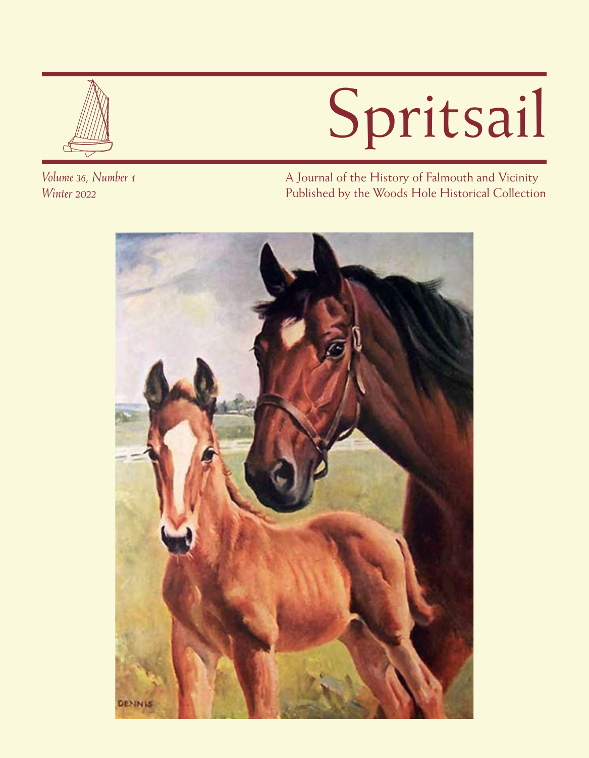# Spritsail

*Volume 36, Number 1*
*Winter 2022*

A Journal of the History of Falmouth and Vicinity
Published by the Woods Hole Historical Collection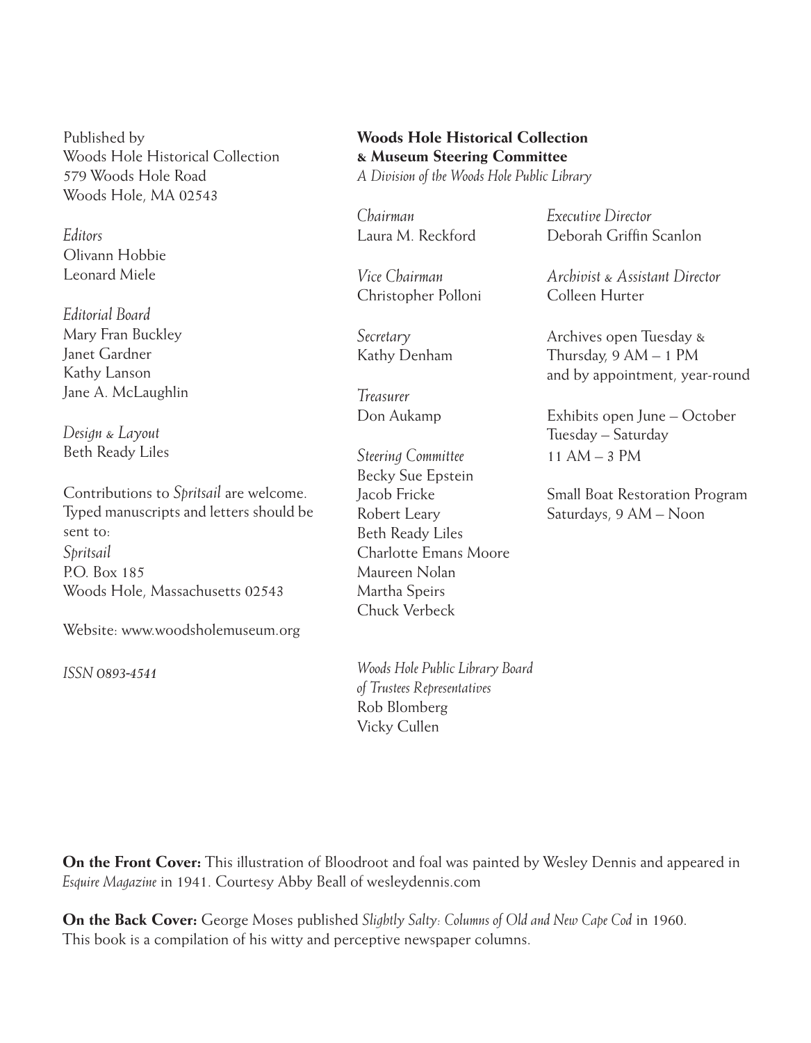Published by
Woods Hole Historical Collection
579 Woods Hole Road
Woods Hole, MA 02543

*Editors*
Olivann Hobbie
Leonard Miele

*Editorial Board*
Mary Fran Buckley
Janet Gardner
Kathy Lanson
Jane A. McLaughlin

*Design & Layout*
Beth Ready Liles

Contributions to *Spritsail* are welcome. Typed manuscripts and letters should be sent to:
*Spritsail*
P.O. Box 185
Woods Hole, Massachusetts 02543

Website: www.woodsholemuseum.org

*ISSN 0893-4541*

**Woods Hole Historical Collection & Museum Steering Committee**
*A Division of the Woods Hole Public Library*

*Chairman*
Laura M. Reckford

*Vice Chairman*
Christopher Polloni

*Secretary*
Kathy Denham

*Treasurer*
Don Aukamp

*Steering Committee*
Becky Sue Epstein
Jacob Fricke
Robert Leary
Beth Ready Liles
Charlotte Emans Moore
Maureen Nolan
Martha Speirs
Chuck Verbeck

*Woods Hole Public Library Board of Trustees Representatives*
Rob Blomberg
Vicky Cullen

*Executive Director*
Deborah Griffin Scanlon

*Archivist & Assistant Director*
Colleen Hurter

Archives open Tuesday & Thursday, 9 AM – 1 PM and by appointment, year-round

Exhibits open June – October
Tuesday – Saturday
11 AM – 3 PM

Small Boat Restoration Program
Saturdays, 9 AM – Noon

**On the Front Cover:** This illustration of Bloodroot and foal was painted by Wesley Dennis and appeared in *Esquire Magazine* in 1941. Courtesy Abby Beall of wesleydennis.com

**On the Back Cover:** George Moses published *Slightly Salty: Columns of Old and New Cape Cod* in 1960. This book is a compilation of his witty and perceptive newspaper columns.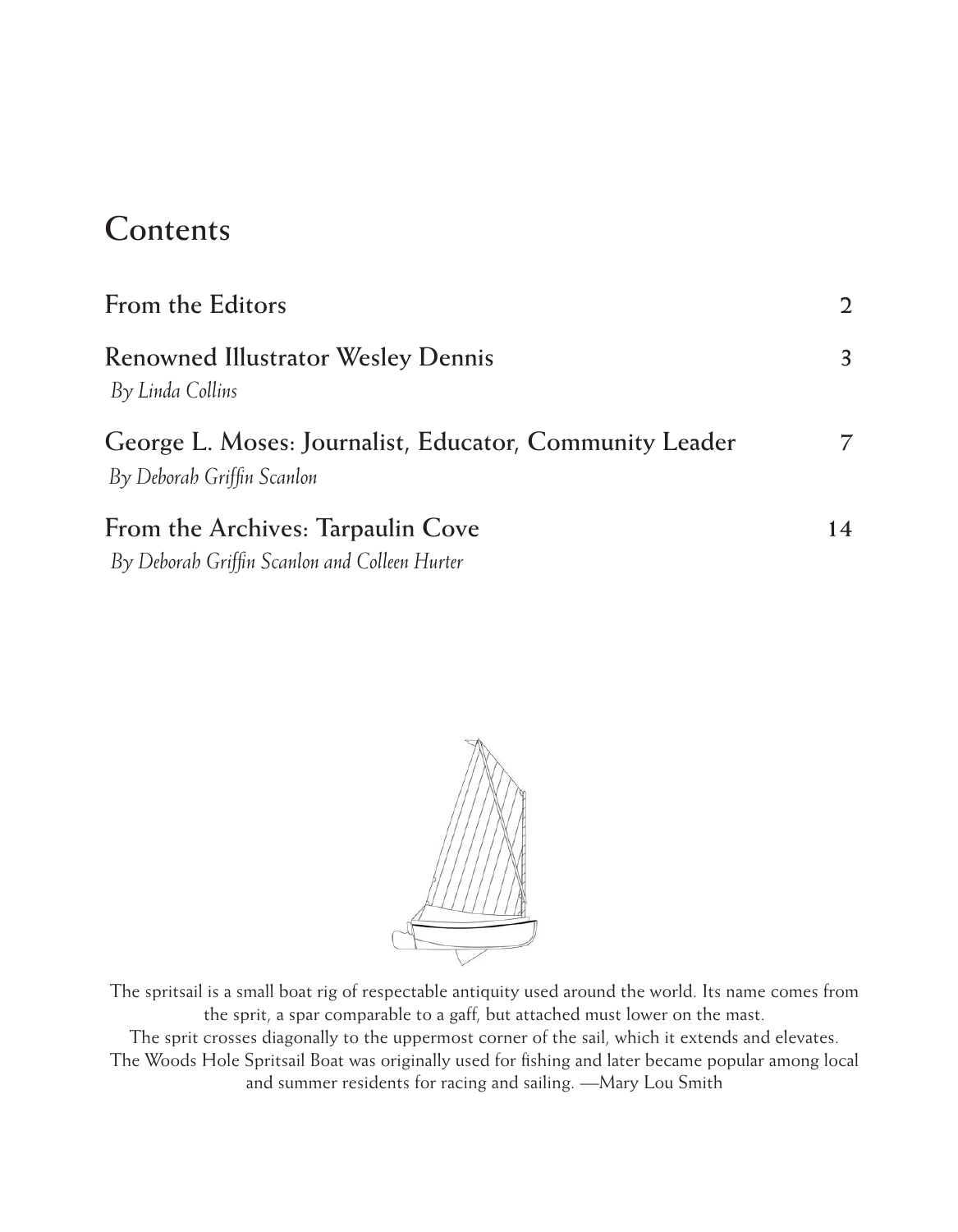# Contents

| | |
|---|---|
| **From the Editors** | 2 |
| **Renowned Illustrator Wesley Dennis**<br>*By Linda Collins* | 3 |
| **George L. Moses: Journalist, Educator, Community Leader**<br>*By Deborah Griffin Scanlon* | 7 |
| **From the Archives: Tarpaulin Cove**<br>*By Deborah Griffin Scanlon and Colleen Hurter* | 14 |

The spritsail is a small boat rig of respectable antiquity used around the world. Its name comes from the sprit, a spar comparable to a gaff, but attached must lower on the mast.
The sprit crosses diagonally to the uppermost corner of the sail, which it extends and elevates.
The Woods Hole Spritsail Boat was originally used for fishing and later became popular among local and summer residents for racing and sailing. —Mary Lou Smith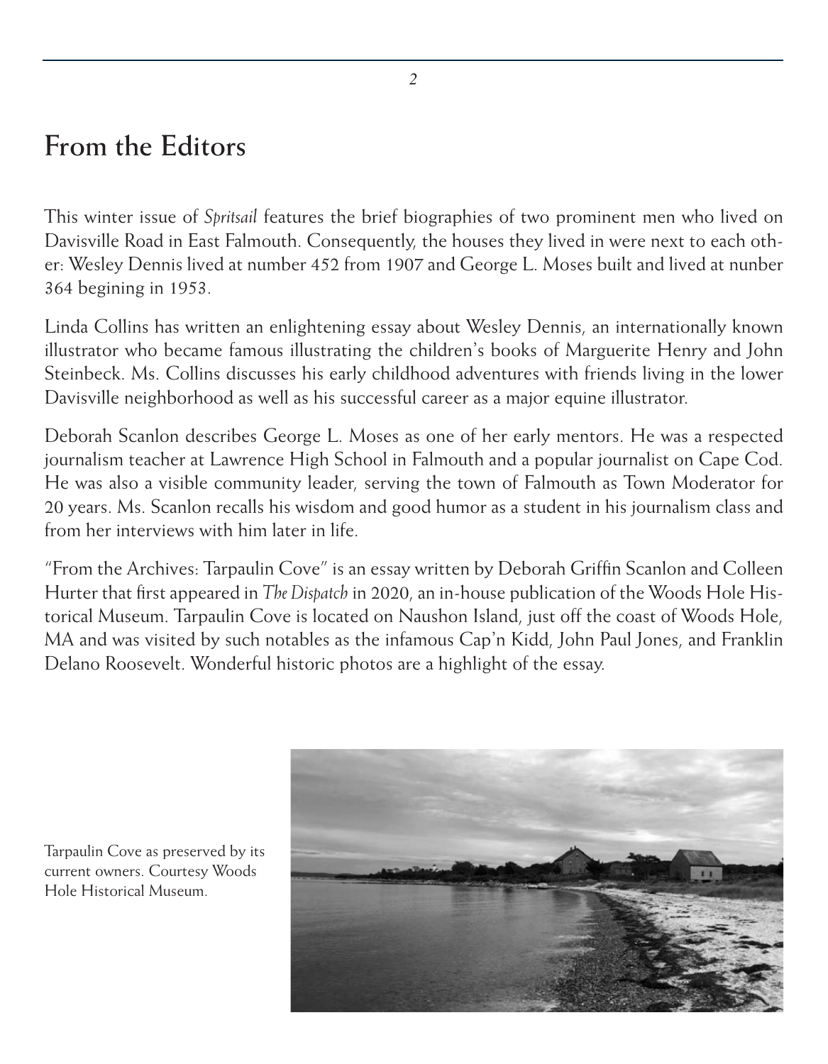# From the Editors

This winter issue of *Spritsail* features the brief biographies of two prominent men who lived on Davisville Road in East Falmouth. Consequently, the houses they lived in were next to each other: Wesley Dennis lived at number 452 from 1907 and George L. Moses built and lived at nunber 364 begining in 1953.

Linda Collins has written an enlightening essay about Wesley Dennis, an internationally known illustrator who became famous illustrating the children's books of Marguerite Henry and John Steinbeck. Ms. Collins discusses his early childhood adventures with friends living in the lower Davisville neighborhood as well as his successful career as a major equine illustrator.

Deborah Scanlon describes George L. Moses as one of her early mentors. He was a respected journalism teacher at Lawrence High School in Falmouth and a popular journalist on Cape Cod. He was also a visible community leader, serving the town of Falmouth as Town Moderator for 20 years. Ms. Scanlon recalls his wisdom and good humor as a student in his journalism class and from her interviews with him later in life.

"From the Archives: Tarpaulin Cove" is an essay written by Deborah Griffin Scanlon and Colleen Hurter that first appeared in *The Dispatch* in 2020, an in-house publication of the Woods Hole Historical Museum. Tarpaulin Cove is located on Naushon Island, just off the coast of Woods Hole, MA and was visited by such notables as the infamous Cap'n Kidd, John Paul Jones, and Franklin Delano Roosevelt. Wonderful historic photos are a highlight of the essay.

Tarpaulin Cove as preserved by its current owners. Courtesy Woods Hole Historical Museum.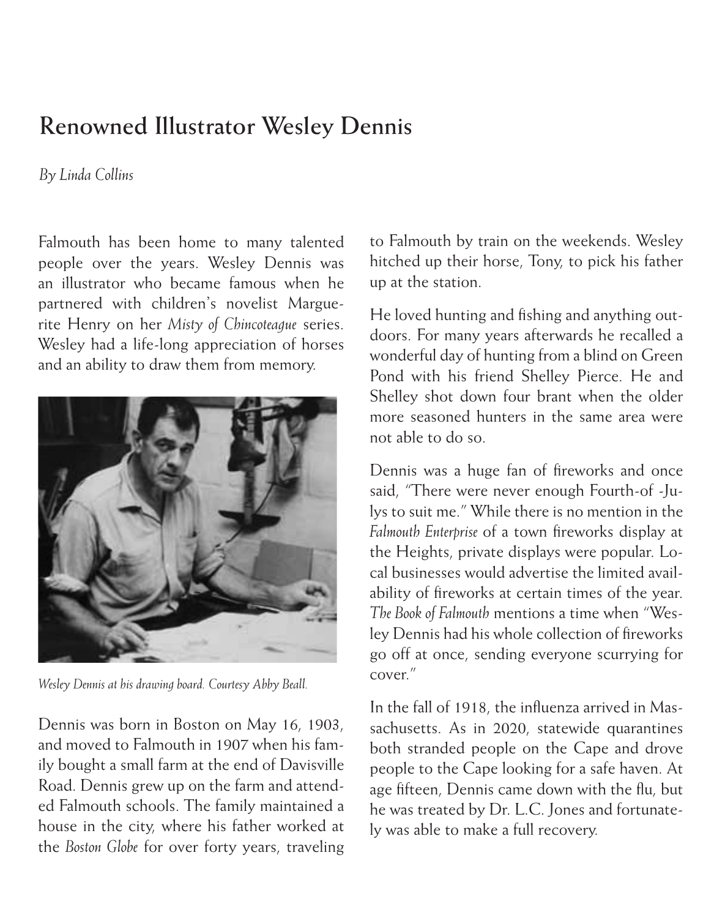# Renowned Illustrator Wesley Dennis

*By Linda Collins*

Falmouth has been home to many talented people over the years. Wesley Dennis was an illustrator who became famous when he partnered with children's novelist Marguerite Henry on her *Misty of Chincoteague* series. Wesley had a life-long appreciation of horses and an ability to draw them from memory.

*Wesley Dennis at his drawing board. Courtesy Abby Beall.*

Dennis was born in Boston on May 16, 1903, and moved to Falmouth in 1907 when his family bought a small farm at the end of Davisville Road. Dennis grew up on the farm and attended Falmouth schools. The family maintained a house in the city, where his father worked at the *Boston Globe* for over forty years, traveling to Falmouth by train on the weekends. Wesley hitched up their horse, Tony, to pick his father up at the station.

He loved hunting and fishing and anything outdoors. For many years afterwards he recalled a wonderful day of hunting from a blind on Green Pond with his friend Shelley Pierce. He and Shelley shot down four brant when the older more seasoned hunters in the same area were not able to do so.

Dennis was a huge fan of fireworks and once said, "There were never enough Fourth-of -Julys to suit me." While there is no mention in the *Falmouth Enterprise* of a town fireworks display at the Heights, private displays were popular. Local businesses would advertise the limited availability of fireworks at certain times of the year. *The Book of Falmouth* mentions a time when "Wesley Dennis had his whole collection of fireworks go off at once, sending everyone scurrying for cover."

In the fall of 1918, the influenza arrived in Massachusetts. As in 2020, statewide quarantines both stranded people on the Cape and drove people to the Cape looking for a safe haven. At age fifteen, Dennis came down with the flu, but he was treated by Dr. L.C. Jones and fortunately was able to make a full recovery.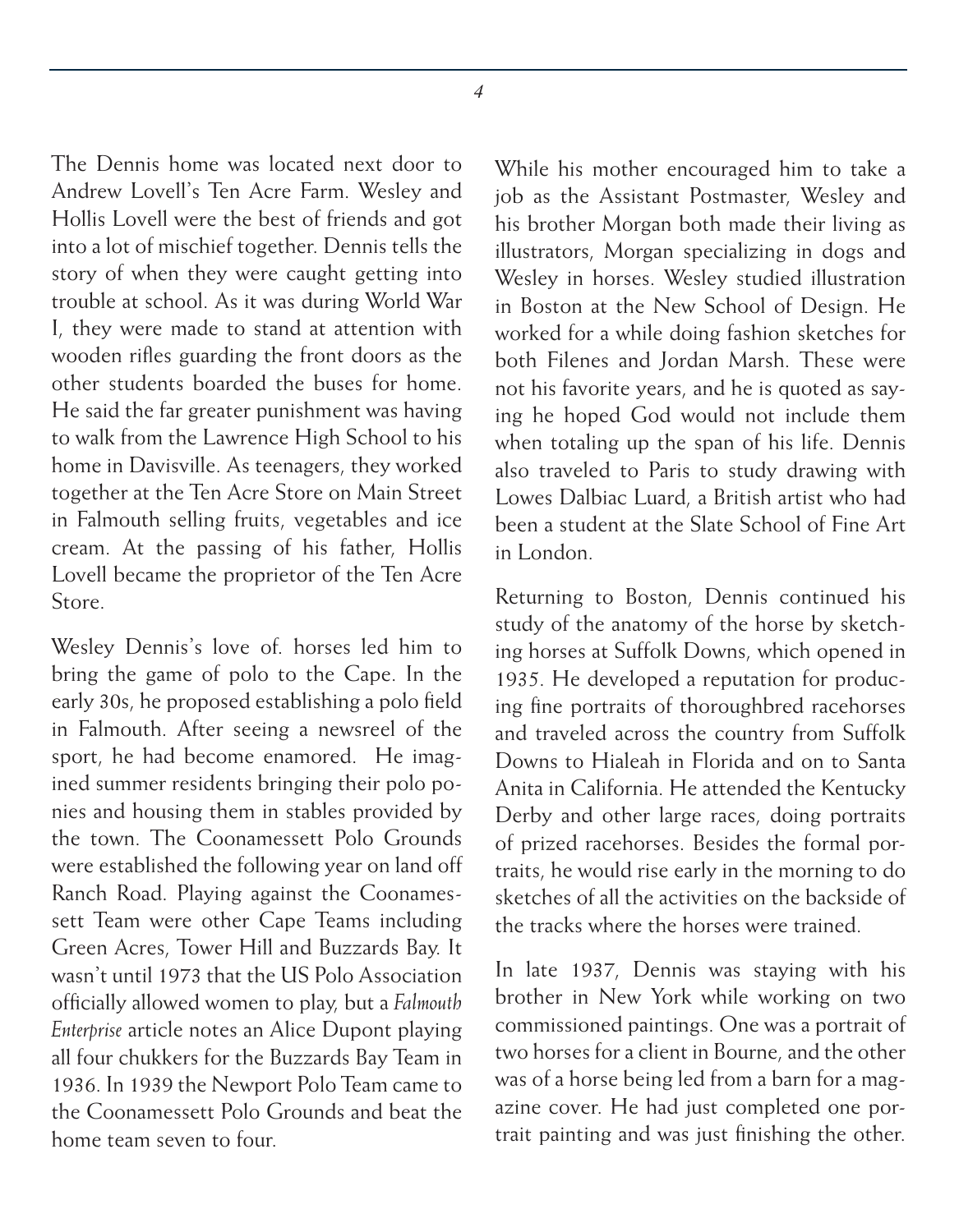The Dennis home was located next door to Andrew Lovell's Ten Acre Farm. Wesley and Hollis Lovell were the best of friends and got into a lot of mischief together. Dennis tells the story of when they were caught getting into trouble at school. As it was during World War I, they were made to stand at attention with wooden rifles guarding the front doors as the other students boarded the buses for home. He said the far greater punishment was having to walk from the Lawrence High School to his home in Davisville. As teenagers, they worked together at the Ten Acre Store on Main Street in Falmouth selling fruits, vegetables and ice cream. At the passing of his father, Hollis Lovell became the proprietor of the Ten Acre Store.

Wesley Dennis's love of. horses led him to bring the game of polo to the Cape. In the early 30s, he proposed establishing a polo field in Falmouth. After seeing a newsreel of the sport, he had become enamored. He imagined summer residents bringing their polo ponies and housing them in stables provided by the town. The Coonamessett Polo Grounds were established the following year on land off Ranch Road. Playing against the Coonamessett Team were other Cape Teams including Green Acres, Tower Hill and Buzzards Bay. It wasn't until 1973 that the US Polo Association officially allowed women to play, but a *Falmouth Enterprise* article notes an Alice Dupont playing all four chukkers for the Buzzards Bay Team in 1936. In 1939 the Newport Polo Team came to the Coonamessett Polo Grounds and beat the home team seven to four.

While his mother encouraged him to take a job as the Assistant Postmaster, Wesley and his brother Morgan both made their living as illustrators, Morgan specializing in dogs and Wesley in horses. Wesley studied illustration in Boston at the New School of Design. He worked for a while doing fashion sketches for both Filenes and Jordan Marsh. These were not his favorite years, and he is quoted as saying he hoped God would not include them when totaling up the span of his life. Dennis also traveled to Paris to study drawing with Lowes Dalbiac Luard, a British artist who had been a student at the Slate School of Fine Art in London.

Returning to Boston, Dennis continued his study of the anatomy of the horse by sketching horses at Suffolk Downs, which opened in 1935. He developed a reputation for producing fine portraits of thoroughbred racehorses and traveled across the country from Suffolk Downs to Hialeah in Florida and on to Santa Anita in California. He attended the Kentucky Derby and other large races, doing portraits of prized racehorses. Besides the formal portraits, he would rise early in the morning to do sketches of all the activities on the backside of the tracks where the horses were trained.

In late 1937, Dennis was staying with his brother in New York while working on two commissioned paintings. One was a portrait of two horses for a client in Bourne, and the other was of a horse being led from a barn for a magazine cover. He had just completed one portrait painting and was just finishing the other.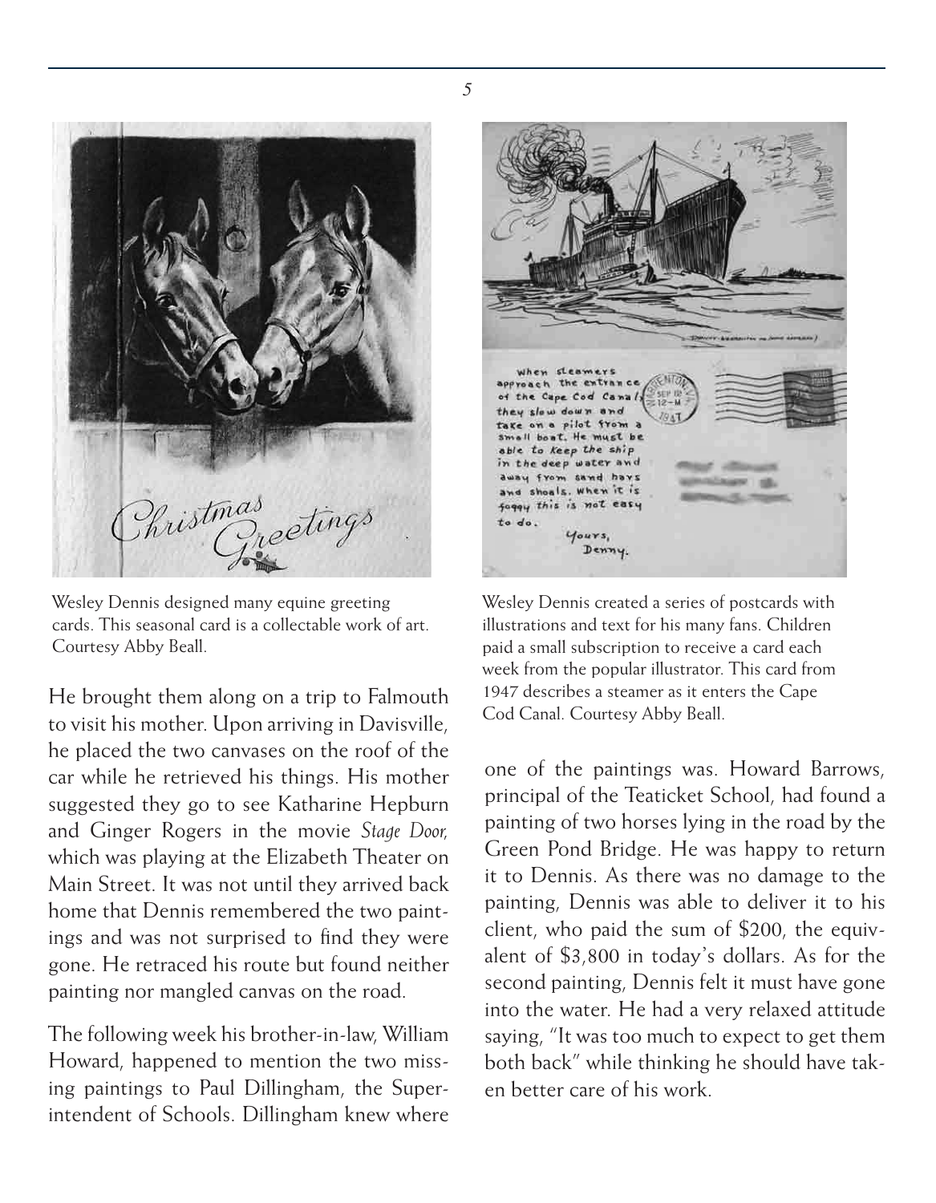Wesley Dennis designed many equine greeting cards. This seasonal card is a collectable work of art. Courtesy Abby Beall.

Wesley Dennis created a series of postcards with illustrations and text for his many fans. Children paid a small subscription to receive a card each week from the popular illustrator. This card from 1947 describes a steamer as it enters the Cape Cod Canal. Courtesy Abby Beall.

He brought them along on a trip to Falmouth to visit his mother. Upon arriving in Davisville, he placed the two canvases on the roof of the car while he retrieved his things. His mother suggested they go to see Katharine Hepburn and Ginger Rogers in the movie *Stage Door,* which was playing at the Elizabeth Theater on Main Street. It was not until they arrived back home that Dennis remembered the two paintings and was not surprised to find they were gone. He retraced his route but found neither painting nor mangled canvas on the road.

The following week his brother-in-law, William Howard, happened to mention the two missing paintings to Paul Dillingham, the Superintendent of Schools. Dillingham knew where one of the paintings was. Howard Barrows, principal of the Teaticket School, had found a painting of two horses lying in the road by the Green Pond Bridge. He was happy to return it to Dennis. As there was no damage to the painting, Dennis was able to deliver it to his client, who paid the sum of $200, the equivalent of $3,800 in today's dollars. As for the second painting, Dennis felt it must have gone into the water. He had a very relaxed attitude saying, "It was too much to expect to get them both back" while thinking he should have taken better care of his work.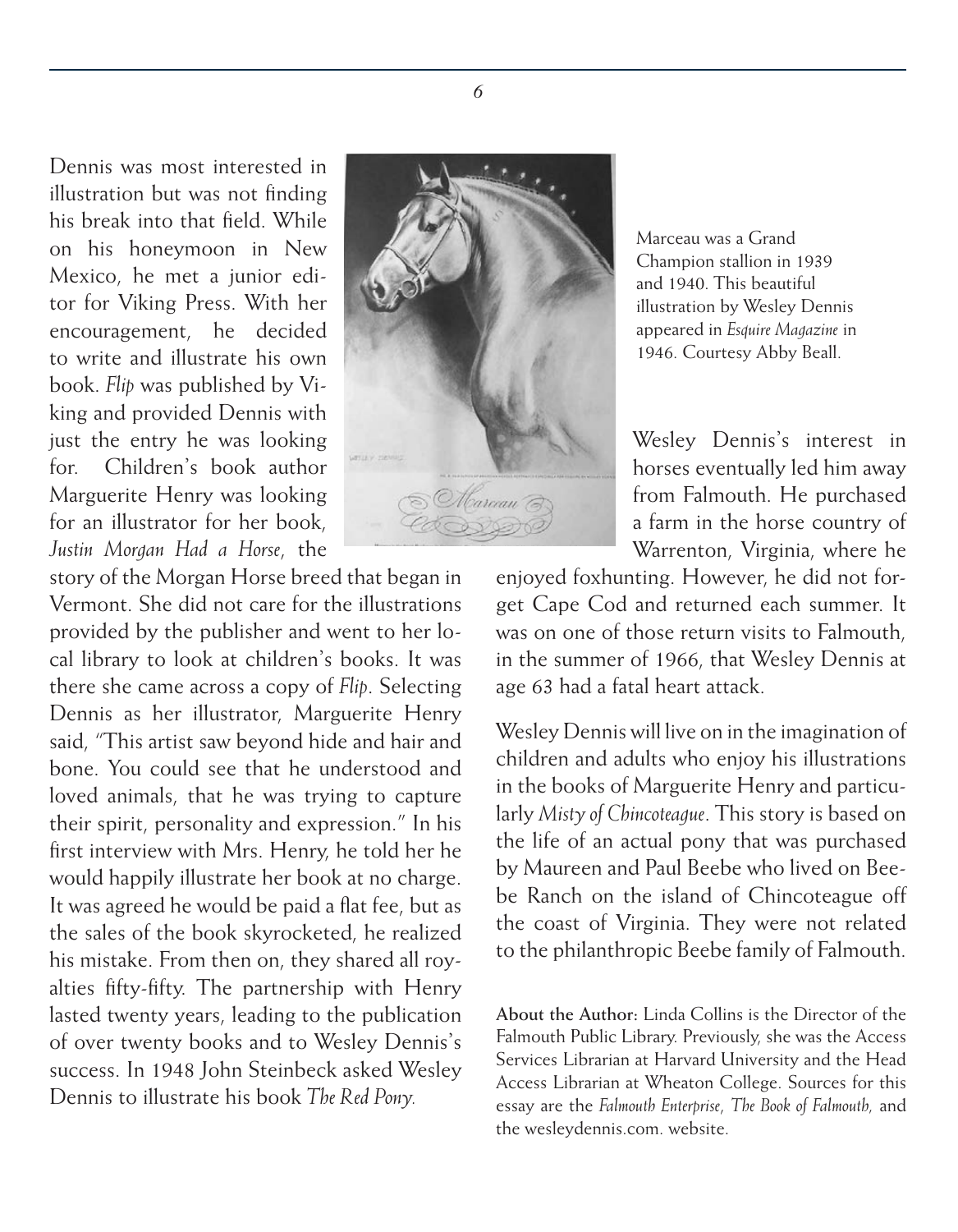Dennis was most interested in illustration but was not finding his break into that field. While on his honeymoon in New Mexico, he met a junior editor for Viking Press. With her encouragement, he decided to write and illustrate his own book. *Flip* was published by Viking and provided Dennis with just the entry he was looking for. Children's book author Marguerite Henry was looking for an illustrator for her book, *Justin Morgan Had a Horse*, the story of the Morgan Horse breed that began in Vermont. She did not care for the illustrations provided by the publisher and went to her local library to look at children's books. It was there she came across a copy of *Flip*. Selecting Dennis as her illustrator, Marguerite Henry said, "This artist saw beyond hide and hair and bone. You could see that he understood and loved animals, that he was trying to capture their spirit, personality and expression." In his first interview with Mrs. Henry, he told her he would happily illustrate her book at no charge. It was agreed he would be paid a flat fee, but as the sales of the book skyrocketed, he realized his mistake. From then on, they shared all royalties fifty-fifty. The partnership with Henry lasted twenty years, leading to the publication of over twenty books and to Wesley Dennis's success. In 1948 John Steinbeck asked Wesley Dennis to illustrate his book *The Red Pony*.

Marceau was a Grand Champion stallion in 1939 and 1940. This beautiful illustration by Wesley Dennis appeared in *Esquire Magazine* in 1946. Courtesy Abby Beall.

Wesley Dennis's interest in horses eventually led him away from Falmouth. He purchased a farm in the horse country of Warrenton, Virginia, where he enjoyed foxhunting. However, he did not forget Cape Cod and returned each summer. It was on one of those return visits to Falmouth, in the summer of 1966, that Wesley Dennis at age 63 had a fatal heart attack.

Wesley Dennis will live on in the imagination of children and adults who enjoy his illustrations in the books of Marguerite Henry and particularly *Misty of Chincoteague*. This story is based on the life of an actual pony that was purchased by Maureen and Paul Beebe who lived on Beebe Ranch on the island of Chincoteague off the coast of Virginia. They were not related to the philanthropic Beebe family of Falmouth.

**About the Author:** Linda Collins is the Director of the Falmouth Public Library. Previously, she was the Access Services Librarian at Harvard University and the Head Access Librarian at Wheaton College. Sources for this essay are the *Falmouth Enterprise*, *The Book of Falmouth,* and the wesleydennis.com. website.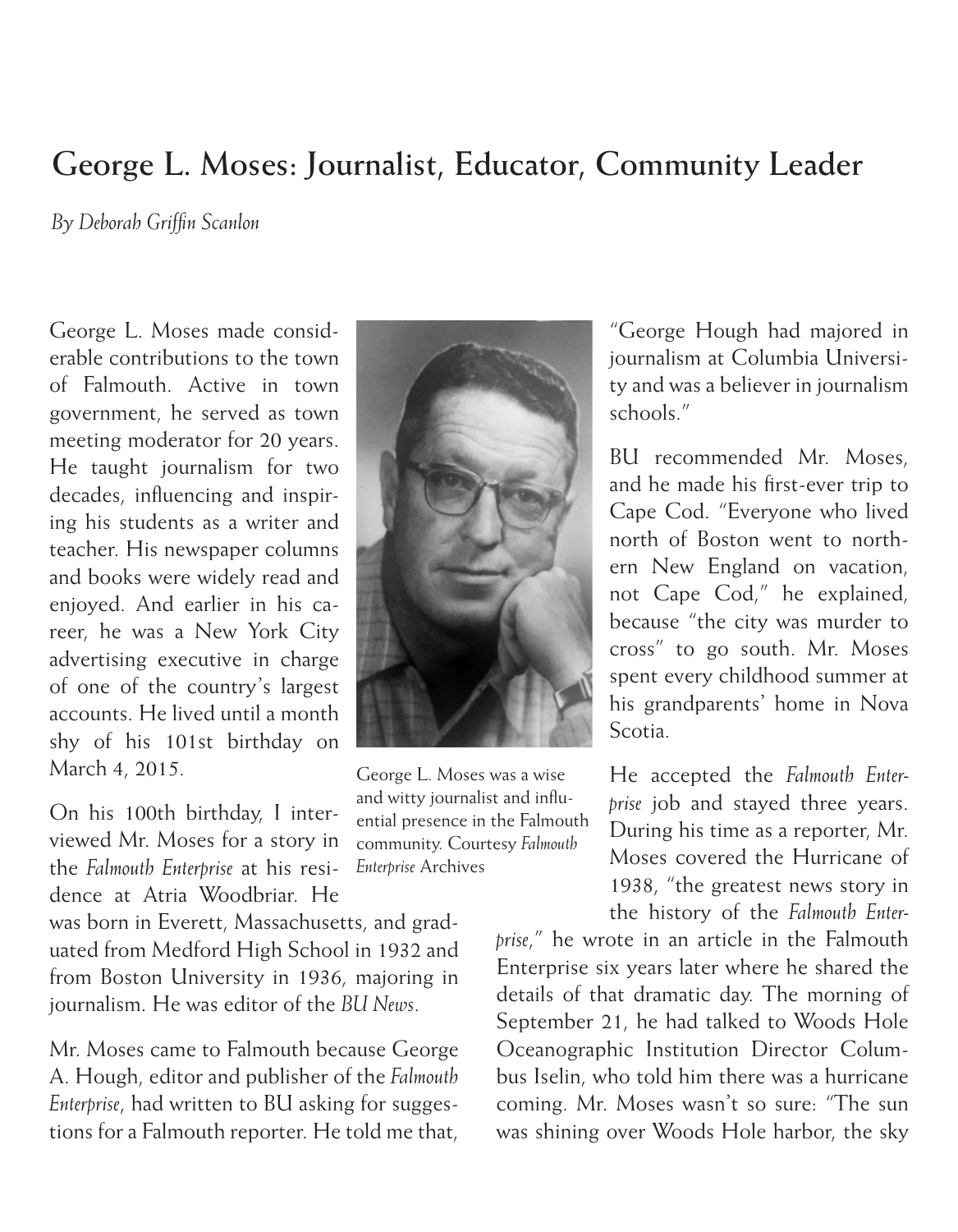# George L. Moses: Journalist, Educator, Community Leader

*By Deborah Griffin Scanlon*

George L. Moses made considerable contributions to the town of Falmouth. Active in town government, he served as town meeting moderator for 20 years. He taught journalism for two decades, influencing and inspiring his students as a writer and teacher. His newspaper columns and books were widely read and enjoyed. And earlier in his career, he was a New York City advertising executive in charge of one of the country's largest accounts. He lived until a month shy of his 101st birthday on March 4, 2015.

George L. Moses was a wise and witty journalist and influential presence in the Falmouth community. Courtesy *Falmouth Enterprise* Archives

On his 100th birthday, I interviewed Mr. Moses for a story in the *Falmouth Enterprise* at his residence at Atria Woodbriar. He was born in Everett, Massachusetts, and graduated from Medford High School in 1932 and from Boston University in 1936, majoring in journalism. He was editor of the *BU News*.

Mr. Moses came to Falmouth because George A. Hough, editor and publisher of the *Falmouth Enterprise*, had written to BU asking for suggestions for a Falmouth reporter. He told me that, "George Hough had majored in journalism at Columbia University and was a believer in journalism schools."

BU recommended Mr. Moses, and he made his first-ever trip to Cape Cod. "Everyone who lived north of Boston went to northern New England on vacation, not Cape Cod," he explained, because "the city was murder to cross" to go south. Mr. Moses spent every childhood summer at his grandparents' home in Nova Scotia.

He accepted the *Falmouth Enterprise* job and stayed three years. During his time as a reporter, Mr. Moses covered the Hurricane of 1938, "the greatest news story in the history of the *Falmouth Enterprise*," he wrote in an article in the Falmouth Enterprise six years later where he shared the details of that dramatic day. The morning of September 21, he had talked to Woods Hole Oceanographic Institution Director Columbus Iselin, who told him there was a hurricane coming. Mr. Moses wasn't so sure: "The sun was shining over Woods Hole harbor, the sky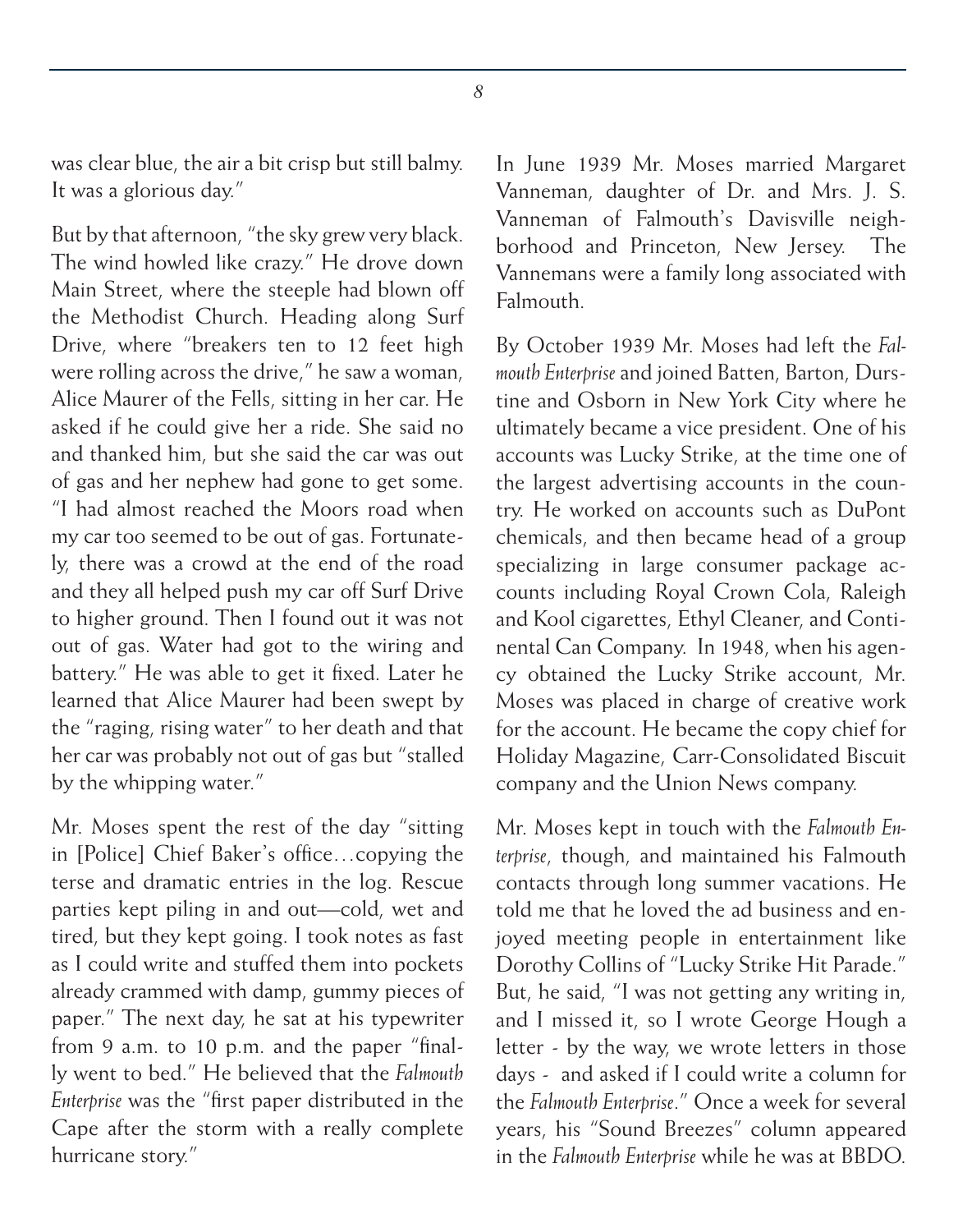was clear blue, the air a bit crisp but still balmy. It was a glorious day."

But by that afternoon, "the sky grew very black. The wind howled like crazy." He drove down Main Street, where the steeple had blown off the Methodist Church. Heading along Surf Drive, where "breakers ten to 12 feet high were rolling across the drive," he saw a woman, Alice Maurer of the Fells, sitting in her car. He asked if he could give her a ride. She said no and thanked him, but she said the car was out of gas and her nephew had gone to get some. "I had almost reached the Moors road when my car too seemed to be out of gas. Fortunately, there was a crowd at the end of the road and they all helped push my car off Surf Drive to higher ground. Then I found out it was not out of gas. Water had got to the wiring and battery." He was able to get it fixed. Later he learned that Alice Maurer had been swept by the "raging, rising water" to her death and that her car was probably not out of gas but "stalled by the whipping water."

Mr. Moses spent the rest of the day "sitting in [Police] Chief Baker's office…copying the terse and dramatic entries in the log. Rescue parties kept piling in and out—cold, wet and tired, but they kept going. I took notes as fast as I could write and stuffed them into pockets already crammed with damp, gummy pieces of paper." The next day, he sat at his typewriter from 9 a.m. to 10 p.m. and the paper "finally went to bed." He believed that the *Falmouth Enterprise* was the "first paper distributed in the Cape after the storm with a really complete hurricane story."

In June 1939 Mr. Moses married Margaret Vanneman, daughter of Dr. and Mrs. J. S. Vanneman of Falmouth's Davisville neighborhood and Princeton, New Jersey. The Vannemans were a family long associated with Falmouth.

By October 1939 Mr. Moses had left the *Falmouth Enterprise* and joined Batten, Barton, Durstine and Osborn in New York City where he ultimately became a vice president. One of his accounts was Lucky Strike, at the time one of the largest advertising accounts in the country. He worked on accounts such as DuPont chemicals, and then became head of a group specializing in large consumer package accounts including Royal Crown Cola, Raleigh and Kool cigarettes, Ethyl Cleaner, and Continental Can Company. In 1948, when his agency obtained the Lucky Strike account, Mr. Moses was placed in charge of creative work for the account. He became the copy chief for Holiday Magazine, Carr-Consolidated Biscuit company and the Union News company.

Mr. Moses kept in touch with the *Falmouth Enterprise*, though, and maintained his Falmouth contacts through long summer vacations. He told me that he loved the ad business and enjoyed meeting people in entertainment like Dorothy Collins of "Lucky Strike Hit Parade." But, he said, "I was not getting any writing in, and I missed it, so I wrote George Hough a letter - by the way, we wrote letters in those days - and asked if I could write a column for the *Falmouth Enterprise*." Once a week for several years, his "Sound Breezes" column appeared in the *Falmouth Enterprise* while he was at BBDO.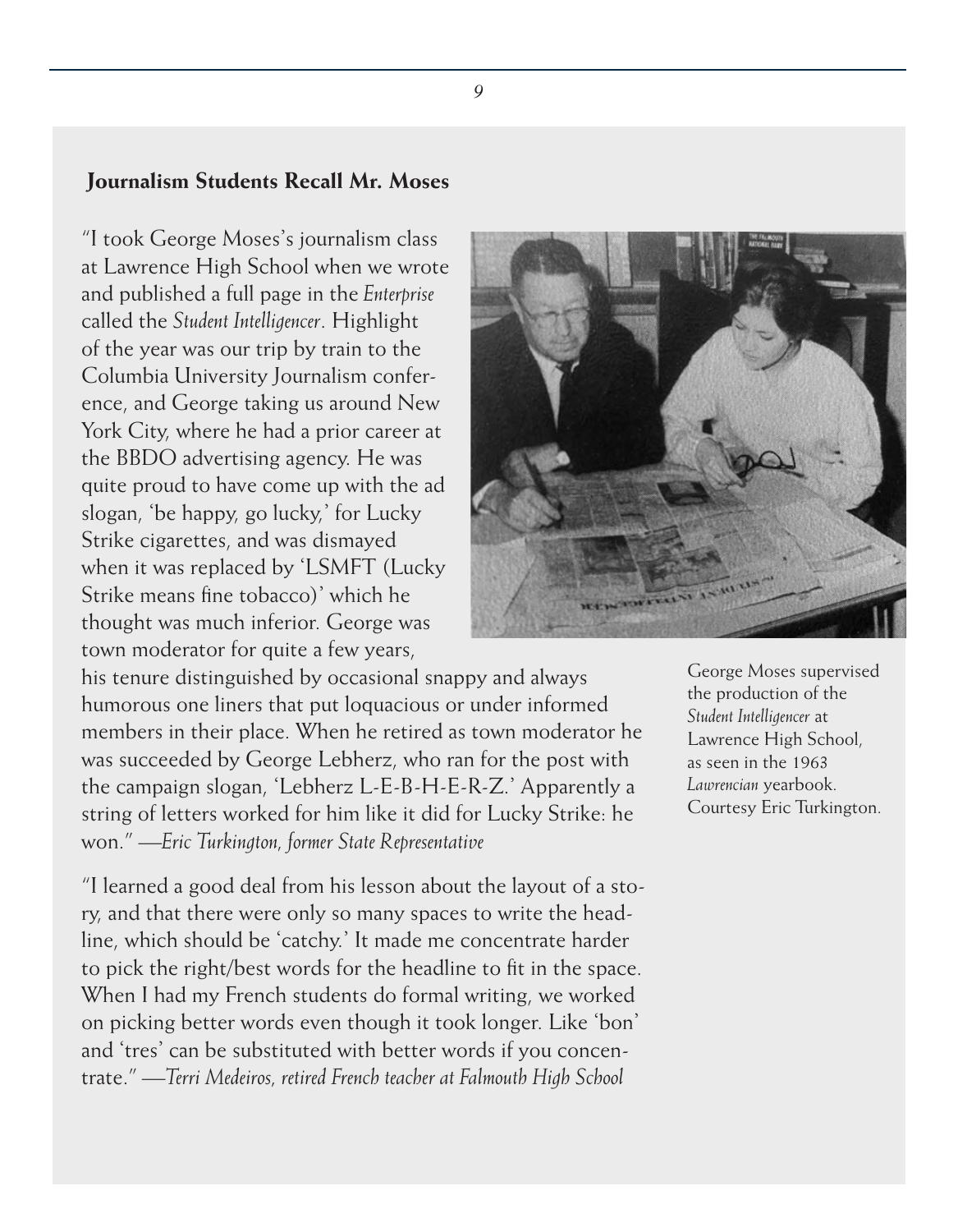**Journalism Students Recall Mr. Moses**

"I took George Moses's journalism class at Lawrence High School when we wrote and published a full page in the *Enterprise* called the *Student Intelligencer*. Highlight of the year was our trip by train to the Columbia University Journalism conference, and George taking us around New York City, where he had a prior career at the BBDO advertising agency. He was quite proud to have come up with the ad slogan, 'be happy, go lucky,' for Lucky Strike cigarettes, and was dismayed when it was replaced by 'LSMFT (Lucky Strike means fine tobacco)' which he thought was much inferior. George was town moderator for quite a few years, his tenure distinguished by occasional snappy and always humorous one liners that put loquacious or under informed members in their place. When he retired as town moderator he was succeeded by George Lebherz, who ran for the post with the campaign slogan, 'Lebherz L-E-B-H-E-R-Z.' Apparently a string of letters worked for him like it did for Lucky Strike: he won." —*Eric Turkington, former State Representative*

George Moses supervised the production of the *Student Intelligencer* at Lawrence High School, as seen in the 1963 *Lawrencian* yearbook. Courtesy Eric Turkington.

"I learned a good deal from his lesson about the layout of a story, and that there were only so many spaces to write the headline, which should be 'catchy.' It made me concentrate harder to pick the right/best words for the headline to fit in the space. When I had my French students do formal writing, we worked on picking better words even though it took longer. Like 'bon' and 'tres' can be substituted with better words if you concentrate." —*Terri Medeiros, retired French teacher at Falmouth High School*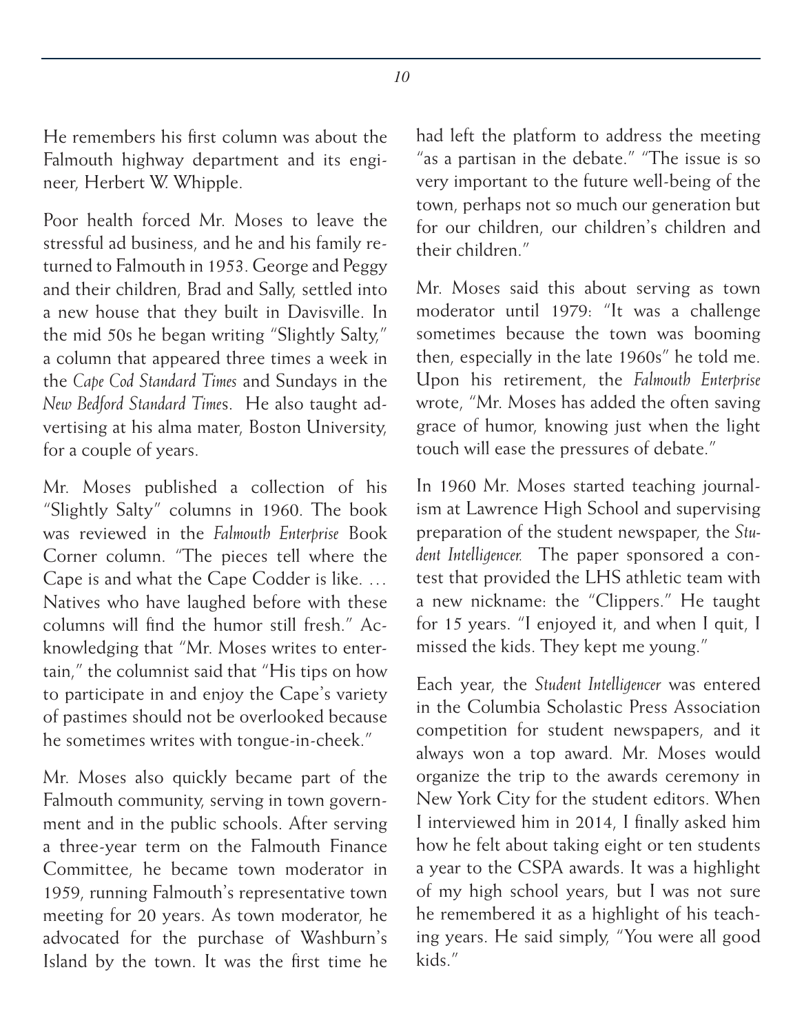He remembers his first column was about the Falmouth highway department and its engineer, Herbert W. Whipple.

Poor health forced Mr. Moses to leave the stressful ad business, and he and his family returned to Falmouth in 1953. George and Peggy and their children, Brad and Sally, settled into a new house that they built in Davisville. In the mid 50s he began writing "Slightly Salty," a column that appeared three times a week in the *Cape Cod Standard Times* and Sundays in the *New Bedford Standard Times*. He also taught advertising at his alma mater, Boston University, for a couple of years.

Mr. Moses published a collection of his "Slightly Salty" columns in 1960. The book was reviewed in the *Falmouth Enterprise* Book Corner column. "The pieces tell where the Cape is and what the Cape Codder is like. … Natives who have laughed before with these columns will find the humor still fresh." Acknowledging that "Mr. Moses writes to entertain," the columnist said that "His tips on how to participate in and enjoy the Cape's variety of pastimes should not be overlooked because he sometimes writes with tongue-in-cheek."

Mr. Moses also quickly became part of the Falmouth community, serving in town government and in the public schools. After serving a three-year term on the Falmouth Finance Committee, he became town moderator in 1959, running Falmouth's representative town meeting for 20 years. As town moderator, he advocated for the purchase of Washburn's Island by the town. It was the first time he had left the platform to address the meeting "as a partisan in the debate." "The issue is so very important to the future well-being of the town, perhaps not so much our generation but for our children, our children's children and their children."

Mr. Moses said this about serving as town moderator until 1979: "It was a challenge sometimes because the town was booming then, especially in the late 1960s" he told me. Upon his retirement, the *Falmouth Enterprise* wrote, "Mr. Moses has added the often saving grace of humor, knowing just when the light touch will ease the pressures of debate."

In 1960 Mr. Moses started teaching journalism at Lawrence High School and supervising preparation of the student newspaper, the *Student Intelligencer.* The paper sponsored a contest that provided the LHS athletic team with a new nickname: the "Clippers." He taught for 15 years. "I enjoyed it, and when I quit, I missed the kids. They kept me young."

Each year, the *Student Intelligencer* was entered in the Columbia Scholastic Press Association competition for student newspapers, and it always won a top award. Mr. Moses would organize the trip to the awards ceremony in New York City for the student editors. When I interviewed him in 2014, I finally asked him how he felt about taking eight or ten students a year to the CSPA awards. It was a highlight of my high school years, but I was not sure he remembered it as a highlight of his teaching years. He said simply, "You were all good kids."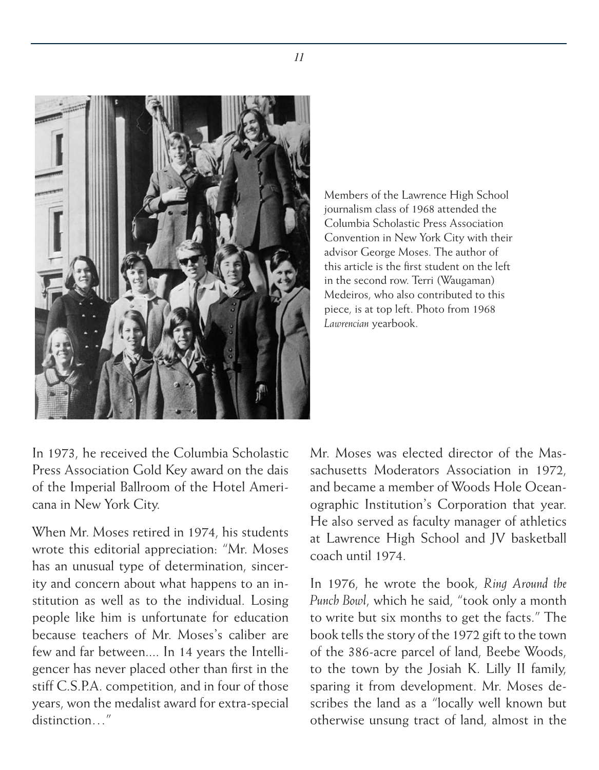Members of the Lawrence High School journalism class of 1968 attended the Columbia Scholastic Press Association Convention in New York City with their advisor George Moses. The author of this article is the first student on the left in the second row. Terri (Waugaman) Medeiros, who also contributed to this piece, is at top left. Photo from 1968 *Lawrencian* yearbook.

In 1973, he received the Columbia Scholastic Press Association Gold Key award on the dais of the Imperial Ballroom of the Hotel Americana in New York City.

When Mr. Moses retired in 1974, his students wrote this editorial appreciation: "Mr. Moses has an unusual type of determination, sincerity and concern about what happens to an institution as well as to the individual. Losing people like him is unfortunate for education because teachers of Mr. Moses's caliber are few and far between.... In 14 years the Intelligencer has never placed other than first in the stiff C.S.P.A. competition, and in four of those years, won the medalist award for extra-special distinction…"

Mr. Moses was elected director of the Massachusetts Moderators Association in 1972, and became a member of Woods Hole Oceanographic Institution's Corporation that year. He also served as faculty manager of athletics at Lawrence High School and JV basketball coach until 1974.

In 1976, he wrote the book, *Ring Around the Punch Bowl*, which he said, "took only a month to write but six months to get the facts." The book tells the story of the 1972 gift to the town of the 386-acre parcel of land, Beebe Woods, to the town by the Josiah K. Lilly II family, sparing it from development. Mr. Moses describes the land as a "locally well known but otherwise unsung tract of land, almost in the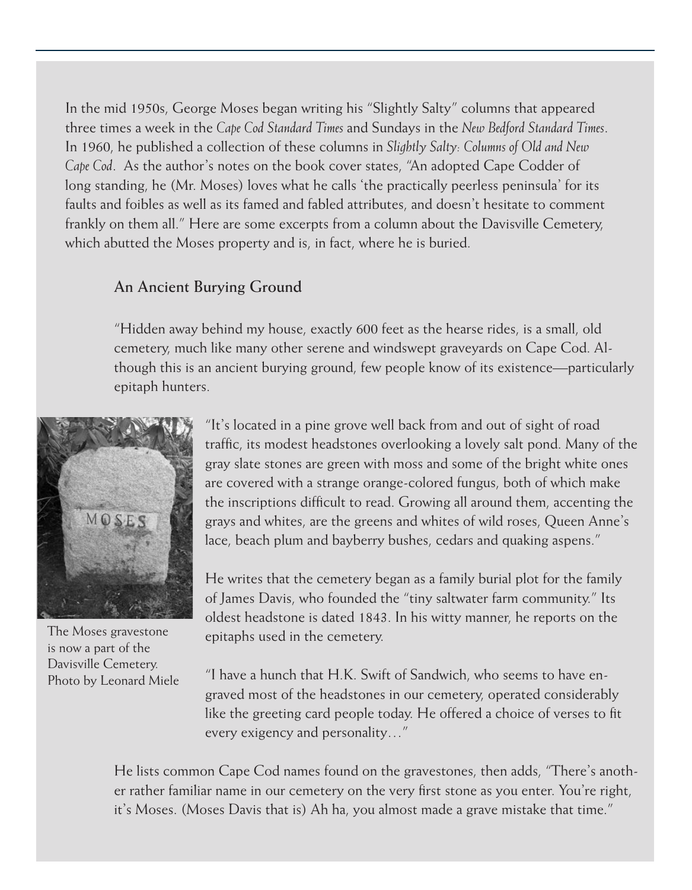In the mid 1950s, George Moses began writing his "Slightly Salty" columns that appeared three times a week in the *Cape Cod Standard Times* and Sundays in the *New Bedford Standard Times*. In 1960, he published a collection of these columns in *Slightly Salty: Columns of Old and New Cape Cod*. As the author's notes on the book cover states, "An adopted Cape Codder of long standing, he (Mr. Moses) loves what he calls 'the practically peerless peninsula' for its faults and foibles as well as its famed and fabled attributes, and doesn't hesitate to comment frankly on them all." Here are some excerpts from a column about the Davisville Cemetery, which abutted the Moses property and is, in fact, where he is buried.

### An Ancient Burying Ground

"Hidden away behind my house, exactly 600 feet as the hearse rides, is a small, old cemetery, much like many other serene and windswept graveyards on Cape Cod. Although this is an ancient burying ground, few people know of its existence—particularly epitaph hunters.

"It's located in a pine grove well back from and out of sight of road traffic, its modest headstones overlooking a lovely salt pond. Many of the gray slate stones are green with moss and some of the bright white ones are covered with a strange orange-colored fungus, both of which make the inscriptions difficult to read. Growing all around them, accenting the grays and whites, are the greens and whites of wild roses, Queen Anne's lace, beach plum and bayberry bushes, cedars and quaking aspens."

The Moses gravestone is now a part of the Davisville Cemetery. Photo by Leonard Miele

He writes that the cemetery began as a family burial plot for the family of James Davis, who founded the "tiny saltwater farm community." Its oldest headstone is dated 1843. In his witty manner, he reports on the epitaphs used in the cemetery.

"I have a hunch that H.K. Swift of Sandwich, who seems to have engraved most of the headstones in our cemetery, operated considerably like the greeting card people today. He offered a choice of verses to fit every exigency and personality…"

He lists common Cape Cod names found on the gravestones, then adds, "There's another rather familiar name in our cemetery on the very first stone as you enter. You're right, it's Moses. (Moses Davis that is) Ah ha, you almost made a grave mistake that time."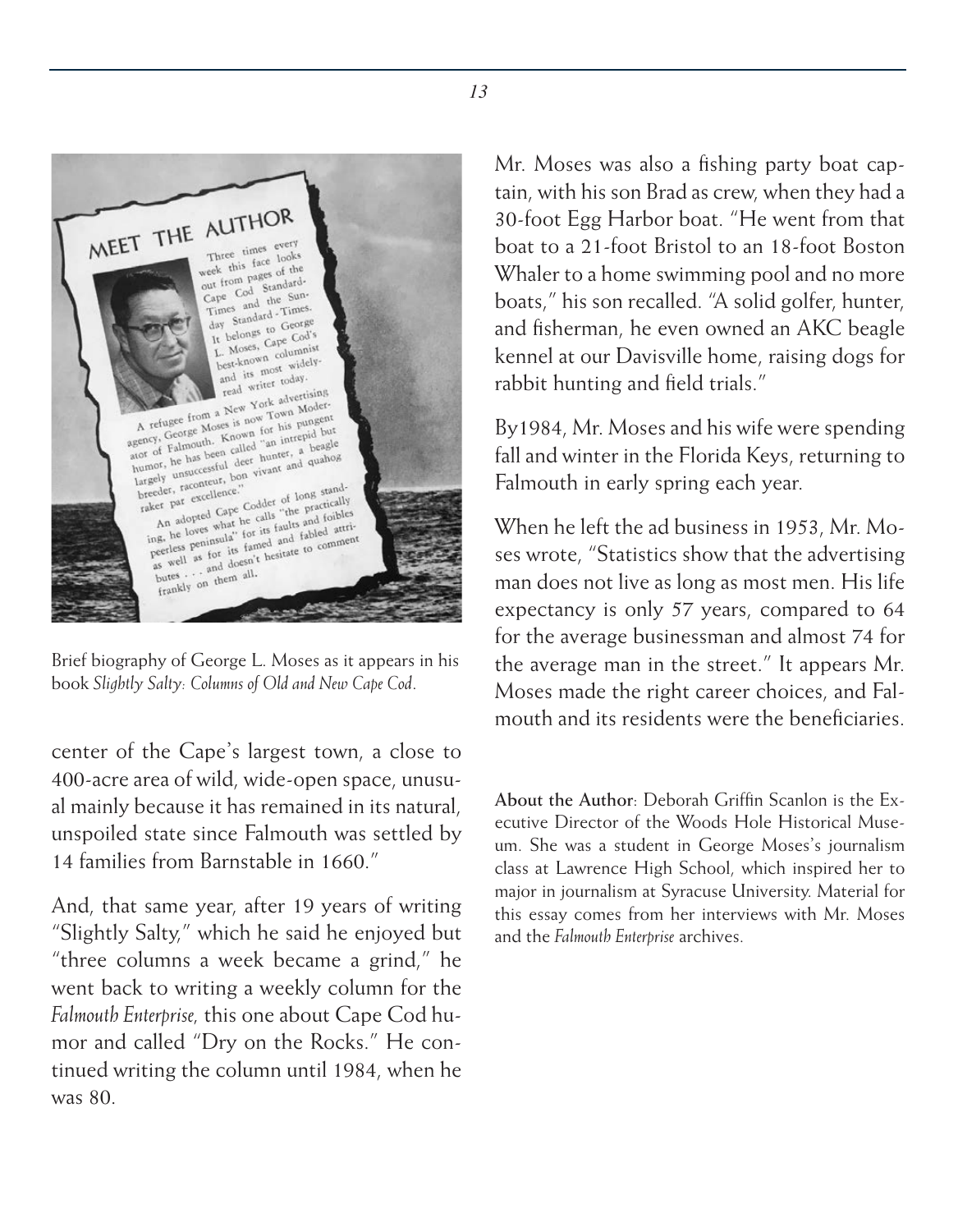Brief biography of George L. Moses as it appears in his book *Slightly Salty: Columns of Old and New Cape Cod*.

center of the Cape's largest town, a close to 400-acre area of wild, wide-open space, unusual mainly because it has remained in its natural, unspoiled state since Falmouth was settled by 14 families from Barnstable in 1660."

And, that same year, after 19 years of writing "Slightly Salty," which he said he enjoyed but "three columns a week became a grind," he went back to writing a weekly column for the *Falmouth Enterprise,* this one about Cape Cod humor and called "Dry on the Rocks." He continued writing the column until 1984, when he was 80.

Mr. Moses was also a fishing party boat captain, with his son Brad as crew, when they had a 30-foot Egg Harbor boat. "He went from that boat to a 21-foot Bristol to an 18-foot Boston Whaler to a home swimming pool and no more boats," his son recalled. "A solid golfer, hunter, and fisherman, he even owned an AKC beagle kennel at our Davisville home, raising dogs for rabbit hunting and field trials."

By1984, Mr. Moses and his wife were spending fall and winter in the Florida Keys, returning to Falmouth in early spring each year.

When he left the ad business in 1953, Mr. Moses wrote, "Statistics show that the advertising man does not live as long as most men. His life expectancy is only 57 years, compared to 64 for the average businessman and almost 74 for the average man in the street." It appears Mr. Moses made the right career choices, and Falmouth and its residents were the beneficiaries.

**About the Author**: Deborah Griffin Scanlon is the Executive Director of the Woods Hole Historical Museum. She was a student in George Moses's journalism class at Lawrence High School, which inspired her to major in journalism at Syracuse University. Material for this essay comes from her interviews with Mr. Moses and the *Falmouth Enterprise* archives.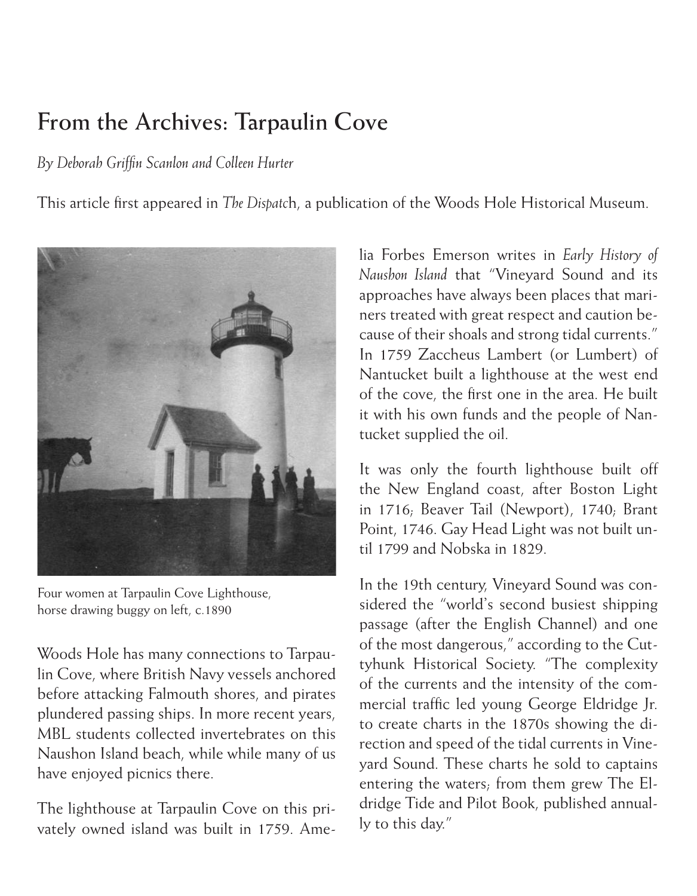# From the Archives: Tarpaulin Cove

*By Deborah Griffin Scanlon and Colleen Hurter*

This article first appeared in *The Dispatch*, a publication of the Woods Hole Historical Museum.

Four women at Tarpaulin Cove Lighthouse, horse drawing buggy on left, c.1890

Woods Hole has many connections to Tarpaulin Cove, where British Navy vessels anchored before attacking Falmouth shores, and pirates plundered passing ships. In more recent years, MBL students collected invertebrates on this Naushon Island beach, while while many of us have enjoyed picnics there.

The lighthouse at Tarpaulin Cove on this privately owned island was built in 1759. Amelia Forbes Emerson writes in *Early History of Naushon Island* that "Vineyard Sound and its approaches have always been places that mariners treated with great respect and caution because of their shoals and strong tidal currents." In 1759 Zaccheus Lambert (or Lumbert) of Nantucket built a lighthouse at the west end of the cove, the first one in the area. He built it with his own funds and the people of Nantucket supplied the oil.

It was only the fourth lighthouse built off the New England coast, after Boston Light in 1716; Beaver Tail (Newport), 1740; Brant Point, 1746. Gay Head Light was not built until 1799 and Nobska in 1829.

In the 19th century, Vineyard Sound was considered the "world's second busiest shipping passage (after the English Channel) and one of the most dangerous," according to the Cuttyhunk Historical Society. "The complexity of the currents and the intensity of the commercial traffic led young George Eldridge Jr. to create charts in the 1870s showing the direction and speed of the tidal currents in Vineyard Sound. These charts he sold to captains entering the waters; from them grew The Eldridge Tide and Pilot Book, published annually to this day."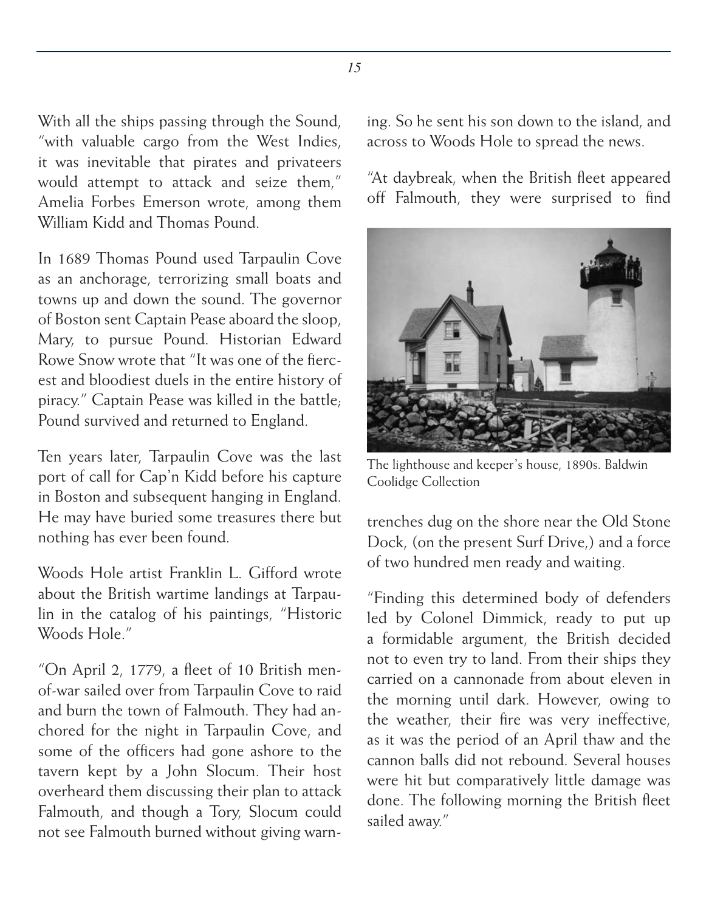With all the ships passing through the Sound, "with valuable cargo from the West Indies, it was inevitable that pirates and privateers would attempt to attack and seize them," Amelia Forbes Emerson wrote, among them William Kidd and Thomas Pound.

In 1689 Thomas Pound used Tarpaulin Cove as an anchorage, terrorizing small boats and towns up and down the sound. The governor of Boston sent Captain Pease aboard the sloop, Mary, to pursue Pound. Historian Edward Rowe Snow wrote that "It was one of the fiercest and bloodiest duels in the entire history of piracy." Captain Pease was killed in the battle; Pound survived and returned to England.

Ten years later, Tarpaulin Cove was the last port of call for Cap'n Kidd before his capture in Boston and subsequent hanging in England. He may have buried some treasures there but nothing has ever been found.

Woods Hole artist Franklin L. Gifford wrote about the British wartime landings at Tarpaulin in the catalog of his paintings, "Historic Woods Hole."

"On April 2, 1779, a fleet of 10 British men-of-war sailed over from Tarpaulin Cove to raid and burn the town of Falmouth. They had anchored for the night in Tarpaulin Cove, and some of the officers had gone ashore to the tavern kept by a John Slocum. Their host overheard them discussing their plan to attack Falmouth, and though a Tory, Slocum could not see Falmouth burned without giving warning. So he sent his son down to the island, and across to Woods Hole to spread the news.

"At daybreak, when the British fleet appeared off Falmouth, they were surprised to find trenches dug on the shore near the Old Stone Dock, (on the present Surf Drive,) and a force of two hundred men ready and waiting.

The lighthouse and keeper's house, 1890s. Baldwin Coolidge Collection

"Finding this determined body of defenders led by Colonel Dimmick, ready to put up a formidable argument, the British decided not to even try to land. From their ships they carried on a cannonade from about eleven in the morning until dark. However, owing to the weather, their fire was very ineffective, as it was the period of an April thaw and the cannon balls did not rebound. Several houses were hit but comparatively little damage was done. The following morning the British fleet sailed away."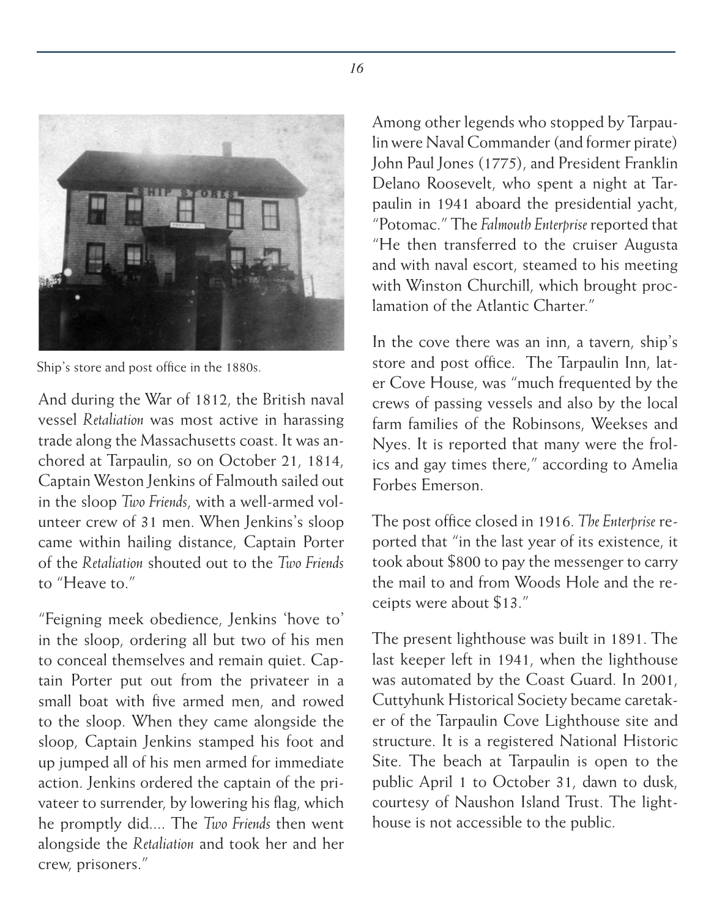Ship's store and post office in the 1880s.

And during the War of 1812, the British naval vessel *Retaliation* was most active in harassing trade along the Massachusetts coast. It was anchored at Tarpaulin, so on October 21, 1814, Captain Weston Jenkins of Falmouth sailed out in the sloop *Two Friends*, with a well-armed volunteer crew of 31 men. When Jenkins's sloop came within hailing distance, Captain Porter of the *Retaliation* shouted out to the *Two Friends* to "Heave to."

"Feigning meek obedience, Jenkins 'hove to' in the sloop, ordering all but two of his men to conceal themselves and remain quiet. Captain Porter put out from the privateer in a small boat with five armed men, and rowed to the sloop. When they came alongside the sloop, Captain Jenkins stamped his foot and up jumped all of his men armed for immediate action. Jenkins ordered the captain of the privateer to surrender, by lowering his flag, which he promptly did.... The *Two Friends* then went alongside the *Retaliation* and took her and her crew, prisoners."

Among other legends who stopped by Tarpaulin were Naval Commander (and former pirate) John Paul Jones (1775), and President Franklin Delano Roosevelt, who spent a night at Tarpaulin in 1941 aboard the presidential yacht, "Potomac." The *Falmouth Enterprise* reported that "He then transferred to the cruiser Augusta and with naval escort, steamed to his meeting with Winston Churchill, which brought proclamation of the Atlantic Charter."

In the cove there was an inn, a tavern, ship's store and post office. The Tarpaulin Inn, later Cove House, was "much frequented by the crews of passing vessels and also by the local farm families of the Robinsons, Weekses and Nyes. It is reported that many were the frolics and gay times there," according to Amelia Forbes Emerson.

The post office closed in 1916. *The Enterprise* reported that "in the last year of its existence, it took about $800 to pay the messenger to carry the mail to and from Woods Hole and the receipts were about $13."

The present lighthouse was built in 1891. The last keeper left in 1941, when the lighthouse was automated by the Coast Guard. In 2001, Cuttyhunk Historical Society became caretaker of the Tarpaulin Cove Lighthouse site and structure. It is a registered National Historic Site. The beach at Tarpaulin is open to the public April 1 to October 31, dawn to dusk, courtesy of Naushon Island Trust. The lighthouse is not accessible to the public.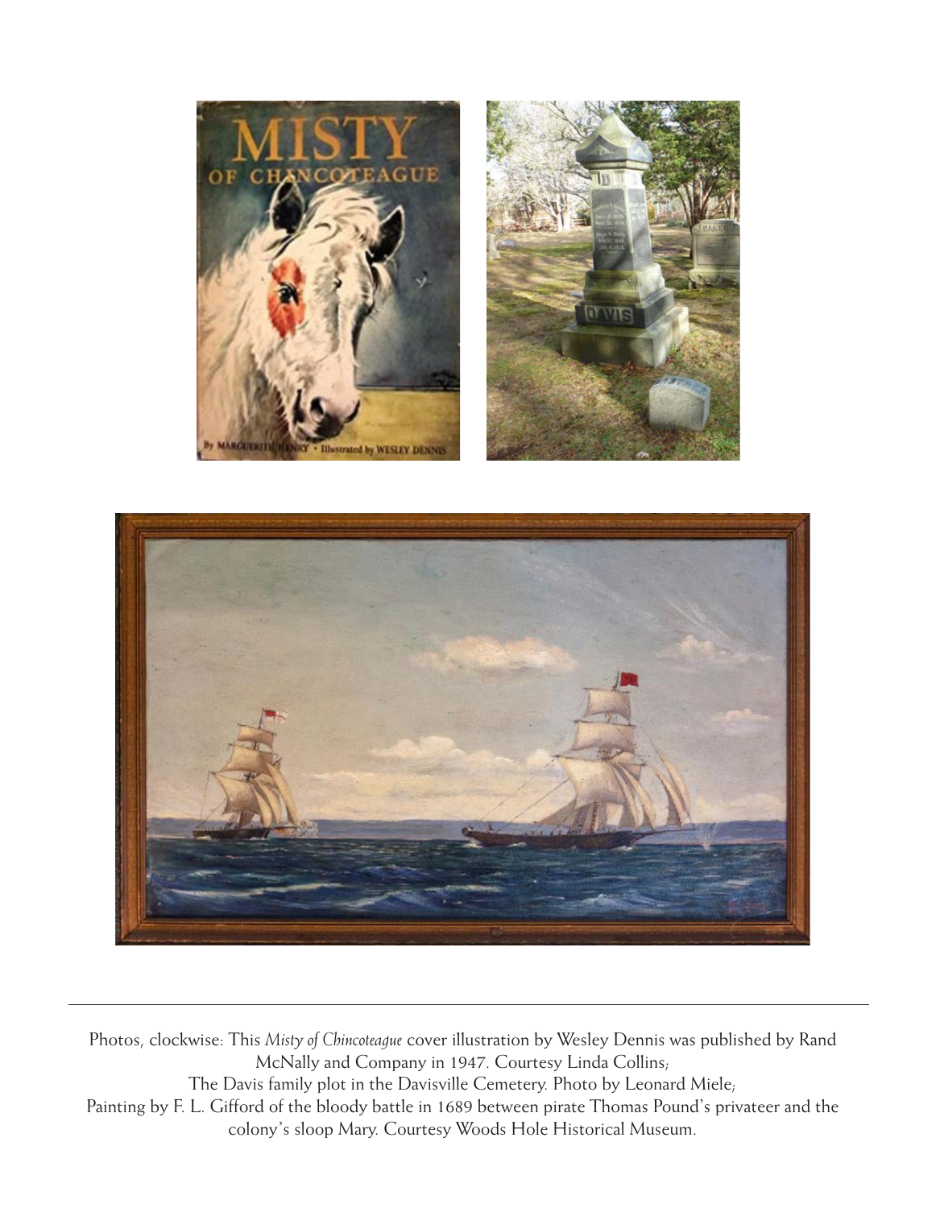Photos, clockwise: This *Misty of Chincoteague* cover illustration by Wesley Dennis was published by Rand McNally and Company in 1947. Courtesy Linda Collins;
The Davis family plot in the Davisville Cemetery. Photo by Leonard Miele;
Painting by F. L. Gifford of the bloody battle in 1689 between pirate Thomas Pound's privateer and the colony's sloop Mary. Courtesy Woods Hole Historical Museum.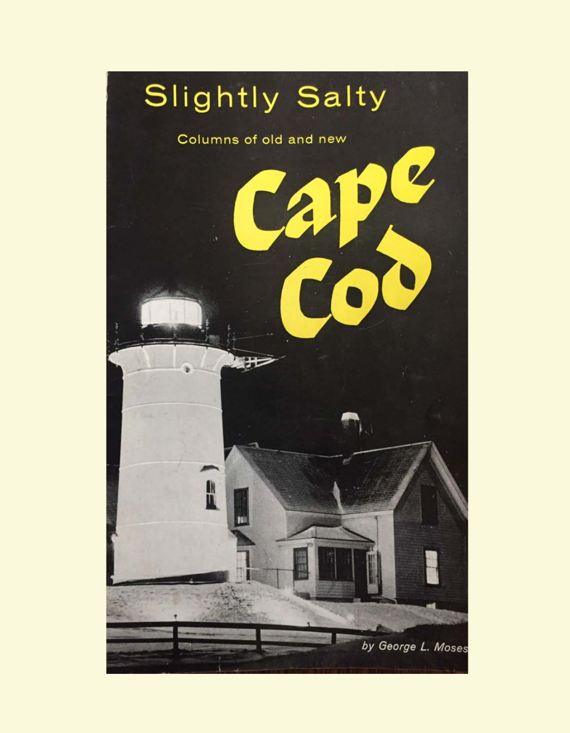# Slightly Salty

Columns of old and new

# Cape Cod

*by George L. Moses*